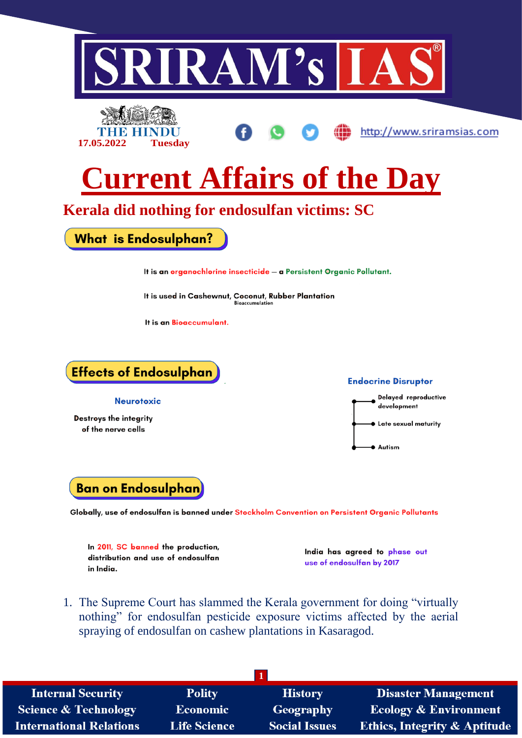# Current Affairs of the Day

17.05.2022 Tuesday

## Kerala did nothing for endosulfan victims: SC

### What is Endosulphan?

It is an organochlorine insecticide – a Persistent Organic Pollutant.

It is used in Cashewnut, Coconut, Rubber Plantation

It is an Bioaccumulant.

### Effects of Endosulphan

**Neurotoxic**

Destroys the integrity of the nerve cells

**Endocrine Disruptor**

- Delayed reproductive development
- Late sexual maturity
- Autism

### Ban on Endosulphan

Globally, use of endosulfan is banned under Stockholm Convention on Persistent Organic Pollutants

In 2011, SC banned the production, distribution and use of endosulfan in India.

India has agreed to phase out use of endosulfan by 2017

1. The Supreme Court has slammed the Kerala government for doing "virtually nothing" for endosulfan pesticide exposure victims affected by the aerial spraying of endosulfan on cashew plantations in Kasaragod.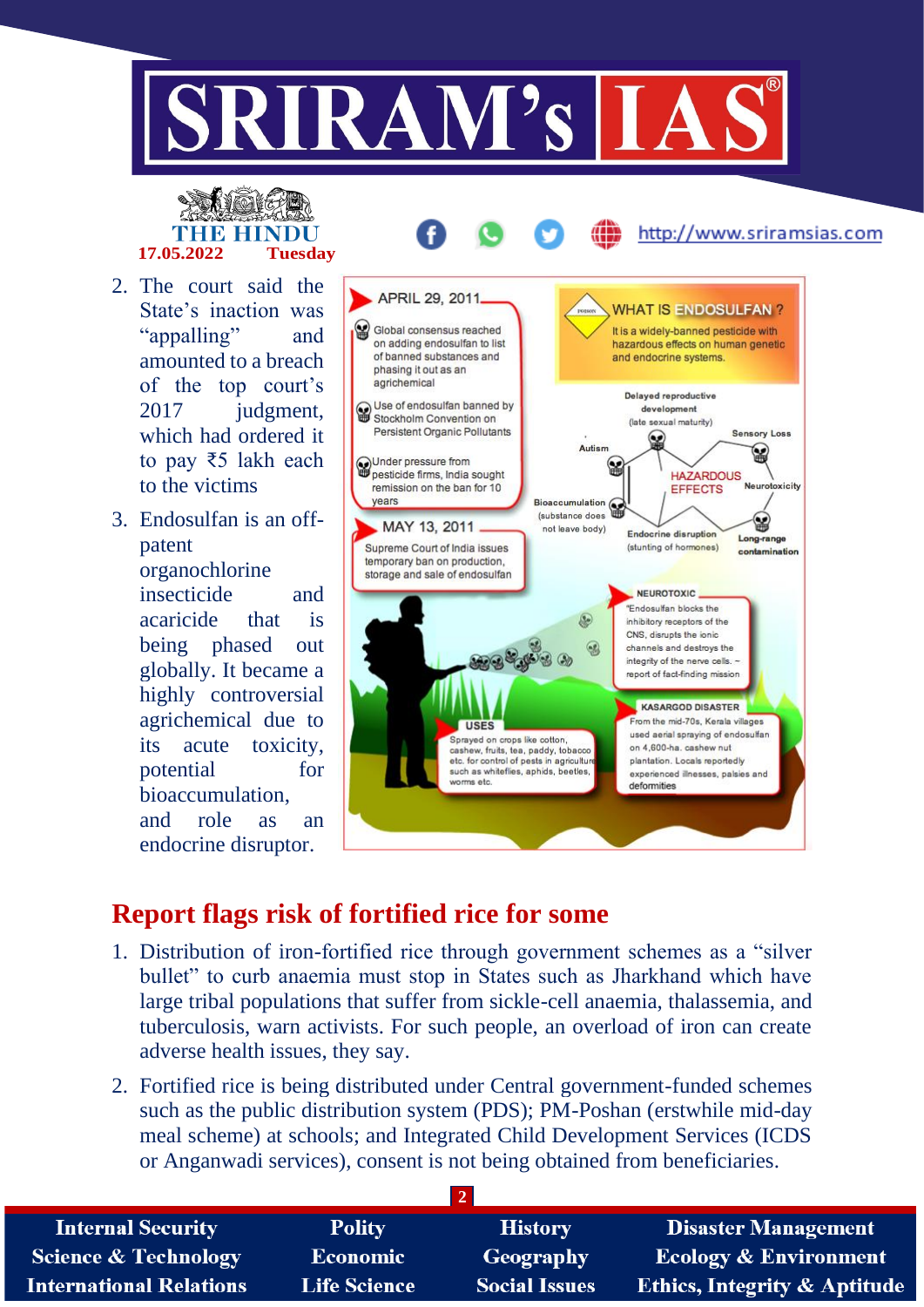2. The court said the State's inaction was "appalling" and amounted to a breach of the top court's 2017 judgment, which had ordered it to pay ₹5 lakh each to the victims

3. Endosulfan is an off-patent organochlorine insecticide and acaricide that is being phased out globally. It became a highly controversial agrichemical due to its acute toxicity, potential for bioaccumulation, and role as an endocrine disruptor.

**APRIL 29, 2011**

- Global consensus reached on adding endosulfan to list of banned substances and phasing it out as an agrichemical
- Use of endosulfan banned by Stockholm Convention on Persistent Organic Pollutants
- Under pressure from pesticide firms, India sought remission on the ban for 10 years

**MAY 13, 2011**

Supreme Court of India issues temporary ban on production, storage and sale of endosulfan

**WHAT IS ENDOSULFAN?**

It is a widely-banned pesticide with hazardous effects on human genetic and endocrine systems.

**HAZARDOUS EFFECTS**

- Delayed reproductive development (late sexual maturity)
- Sensory Loss
- Autism
- Neurotoxicity
- Bioaccumulation (substance does not leave body)
- Endocrine disruption (stunting of hormones)
- Long-range contamination

**NEUROTOXIC**

"Endosulfan blocks the inhibitory receptors of the CNS, disrupts the ionic channels and destroys the integrity of the nerve cells." - report of fact-finding mission

**KASARGOD DISASTER**

From the mid-70s, Kerala villages used aerial spraying of endosulfan on 4,600-ha. cashew nut plantation. Locals reportedly experienced illnesses, palsies and deformities

**USES**

Sprayed on crops like cotton, cashew, fruits, tea, paddy, tobacco etc. for control of pests in agriculture such as whiteflies, aphids, beetles, worms etc.

## Report flags risk of fortified rice for some

1. Distribution of iron-fortified rice through government schemes as a "silver bullet" to curb anaemia must stop in States such as Jharkhand which have large tribal populations that suffer from sickle-cell anaemia, thalassemia, and tuberculosis, warn activists. For such people, an overload of iron can create adverse health issues, they say.

2. Fortified rice is being distributed under Central government-funded schemes such as the public distribution system (PDS); PM-Poshan (erstwhile mid-day meal scheme) at schools; and Integrated Child Development Services (ICDS or Anganwadi services), consent is not being obtained from beneficiaries.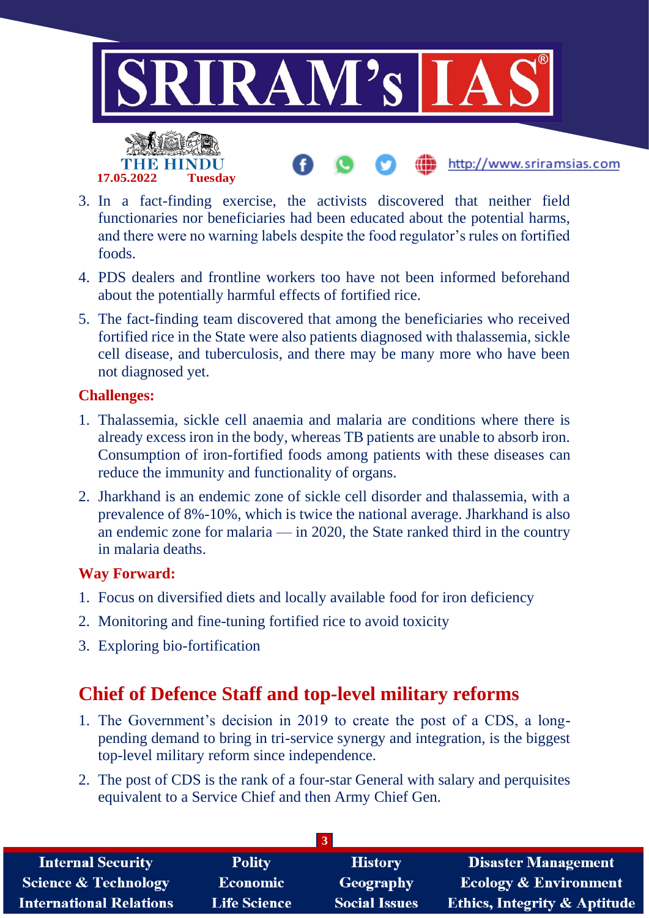3. In a fact-finding exercise, the activists discovered that neither field functionaries nor beneficiaries had been educated about the potential harms, and there were no warning labels despite the food regulator's rules on fortified foods.
4. PDS dealers and frontline workers too have not been informed beforehand about the potentially harmful effects of fortified rice.
5. The fact-finding team discovered that among the beneficiaries who received fortified rice in the State were also patients diagnosed with thalassemia, sickle cell disease, and tuberculosis, and there may be many more who have been not diagnosed yet.

**Challenges:**

1. Thalassemia, sickle cell anaemia and malaria are conditions where there is already excess iron in the body, whereas TB patients are unable to absorb iron. Consumption of iron-fortified foods among patients with these diseases can reduce the immunity and functionality of organs.
2. Jharkhand is an endemic zone of sickle cell disorder and thalassemia, with a prevalence of 8%-10%, which is twice the national average. Jharkhand is also an endemic zone for malaria — in 2020, the State ranked third in the country in malaria deaths.

**Way Forward:**

1. Focus on diversified diets and locally available food for iron deficiency
2. Monitoring and fine-tuning fortified rice to avoid toxicity
3. Exploring bio-fortification

## Chief of Defence Staff and top-level military reforms

1. The Government's decision in 2019 to create the post of a CDS, a long-pending demand to bring in tri-service synergy and integration, is the biggest top-level military reform since independence.
2. The post of CDS is the rank of a four-star General with salary and perquisites equivalent to a Service Chief and then Army Chief Gen.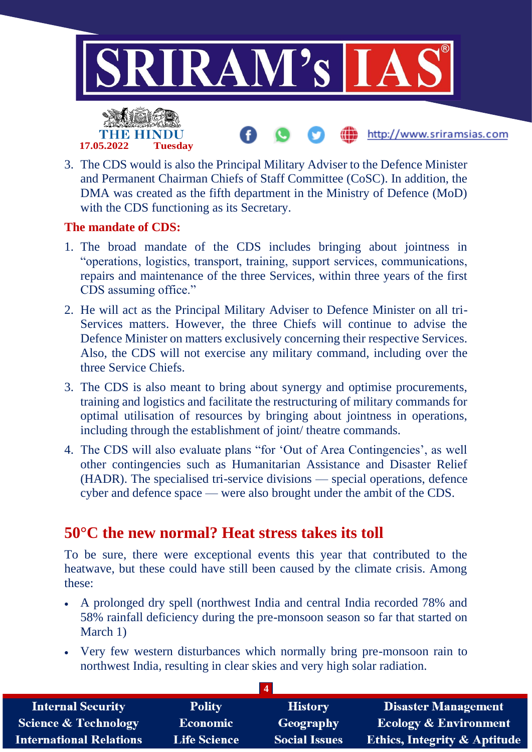3. The CDS would is also the Principal Military Adviser to the Defence Minister and Permanent Chairman Chiefs of Staff Committee (CoSC). In addition, the DMA was created as the fifth department in the Ministry of Defence (MoD) with the CDS functioning as its Secretary.

**The mandate of CDS:**

1. The broad mandate of the CDS includes bringing about jointness in "operations, logistics, transport, training, support services, communications, repairs and maintenance of the three Services, within three years of the first CDS assuming office."
2. He will act as the Principal Military Adviser to Defence Minister on all tri-Services matters. However, the three Chiefs will continue to advise the Defence Minister on matters exclusively concerning their respective Services. Also, the CDS will not exercise any military command, including over the three Service Chiefs.
3. The CDS is also meant to bring about synergy and optimise procurements, training and logistics and facilitate the restructuring of military commands for optimal utilisation of resources by bringing about jointness in operations, including through the establishment of joint/ theatre commands.
4. The CDS will also evaluate plans "for 'Out of Area Contingencies', as well other contingencies such as Humanitarian Assistance and Disaster Relief (HADR). The specialised tri-service divisions — special operations, defence cyber and defence space — were also brought under the ambit of the CDS.

## 50°C the new normal? Heat stress takes its toll

To be sure, there were exceptional events this year that contributed to the heatwave, but these could have still been caused by the climate crisis. Among these:

- A prolonged dry spell (northwest India and central India recorded 78% and 58% rainfall deficiency during the pre-monsoon season so far that started on March 1)
- Very few western disturbances which normally bring pre-monsoon rain to northwest India, resulting in clear skies and very high solar radiation.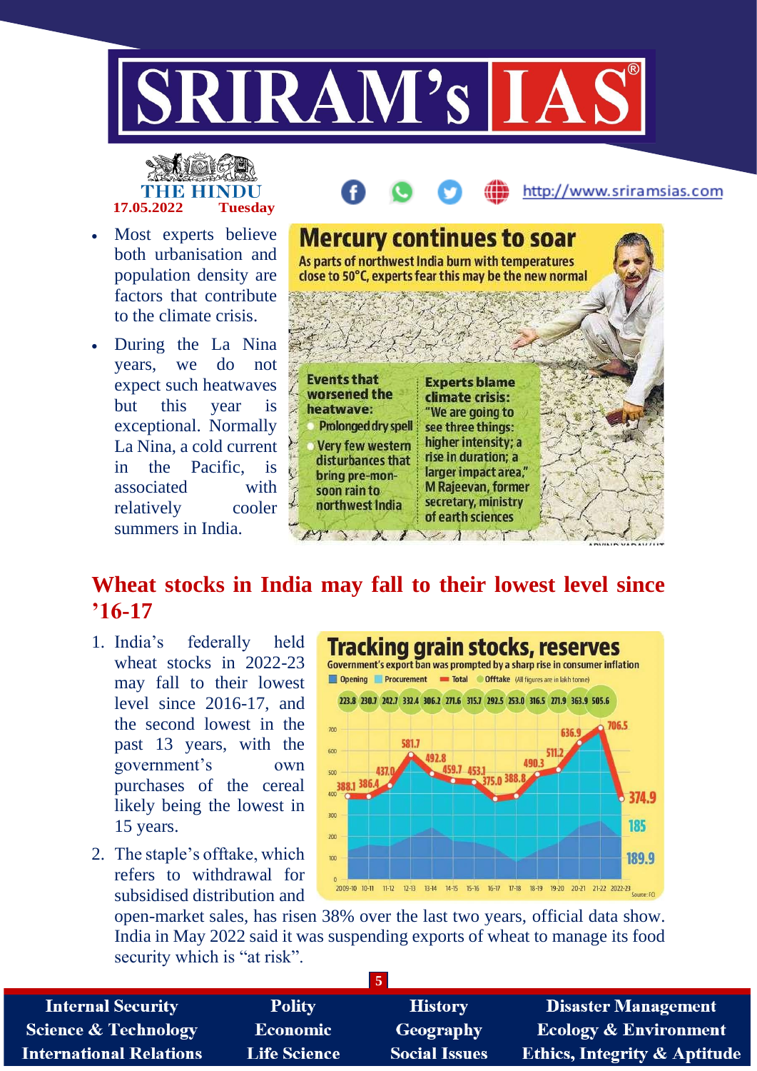- Most experts believe both urbanisation and population density are factors that contribute to the climate crisis.
- During the La Nina years, we do not expect such heatwaves but this year is exceptional. Normally La Nina, a cold current in the Pacific, is associated with relatively cooler summers in India.

**Mercury continues to soar**

As parts of northwest India burn with temperatures close to 50°C, experts fear this may be the new normal

**Events that worsened the heatwave:**
- Prolonged dry spell
- Very few western disturbances that bring pre-monsoon rain to northwest India

**Experts blame climate crisis:** "We are going to see three things: higher intensity; a rise in duration; a larger impact area," M Rajeevan, former secretary, ministry of earth sciences

## Wheat stocks in India may fall to their lowest level since '16-17

1. India's federally held wheat stocks in 2022-23 may fall to their lowest level since 2016-17, and the second lowest in the past 13 years, with the government's own purchases of the cereal likely being the lowest in 15 years.
2. The staple's offtake, which refers to withdrawal for subsidised distribution and open-market sales, has risen 38% over the last two years, official data show. India in May 2022 said it was suspending exports of wheat to manage its food security which is "at risk".

**Tracking grain stocks, reserves**

Government's export ban was prompted by a sharp rise in consumer inflation

Opening | Procurement | Total | Offtake (All figures are in lakh tonne)

| Year | Offtake | Total |
|---|---|---|
| 2009-10 | 223.8 | 388.1 |
| 10-11 | 230.7 | 386.4 |
| 11-12 | 242.7 | 437.0 |
| 12-13 | 332.4 | 581.7 |
| 13-14 | 306.2 | 492.8 |
| 14-15 | 271.6 | 459.7 |
| 15-16 | 315.7 | 453.1 |
| 16-17 | 292.5 | 375.0 |
| 17-18 | 253.0 | 388.8 |
| 18-19 | 316.5 | 490.3 |
| 19-20 | 271.9 | 511.2 |
| 20-21 | 363.9 | 636.9 |
| 21-22 | 505.6 | 706.5 |
| 2022-23 | | 374.9 |

2022-23: Procurement 185; Opening 189.9

Source: FCI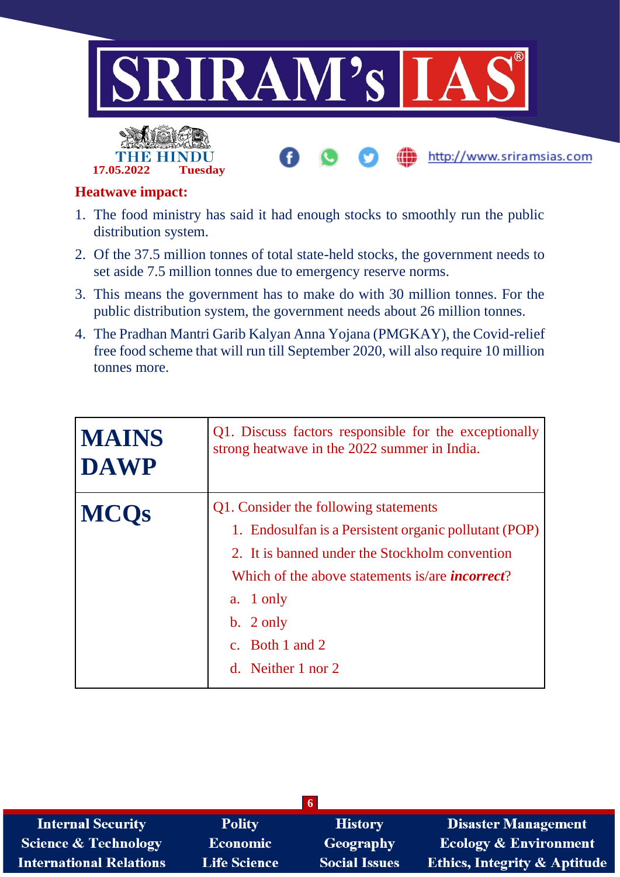**Heatwave impact:**

1. The food ministry has said it had enough stocks to smoothly run the public distribution system.
2. Of the 37.5 million tonnes of total state-held stocks, the government needs to set aside 7.5 million tonnes due to emergency reserve norms.
3. This means the government has to make do with 30 million tonnes. For the public distribution system, the government needs about 26 million tonnes.
4. The Pradhan Mantri Garib Kalyan Anna Yojana (PMGKAY), the Covid-relief free food scheme that will run till September 2020, will also require 10 million tonnes more.

| | |
|---|---|
| **MAINS DAWP** | Q1. Discuss factors responsible for the exceptionally strong heatwave in the 2022 summer in India. |
| **MCQs** | Q1. Consider the following statements<br>1. Endosulfan is a Persistent organic pollutant (POP)<br>2. It is banned under the Stockholm convention<br>Which of the above statements is/are ***incorrect***?<br>a. 1 only<br>b. 2 only<br>c. Both 1 and 2<br>d. Neither 1 nor 2 |